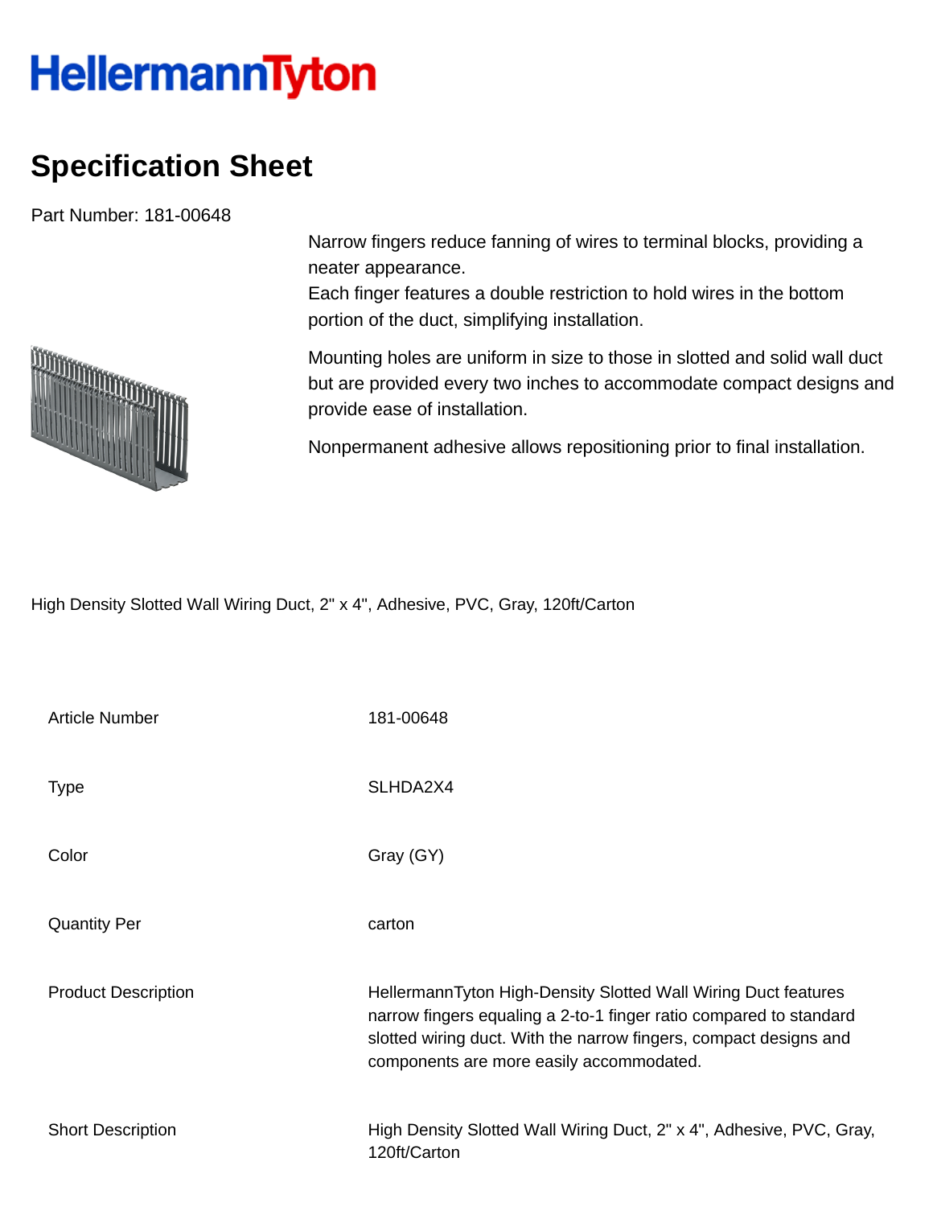# HellermannTyton

## Specification Sheet

Part Number: 181-00648

Narrow fingers reduce fanning of wires to terminal blocks, providing a neater appearance.
Each finger features a double restriction to hold wires in the bottom portion of the duct, simplifying installation.

Mounting holes are uniform in size to those in slotted and solid wall duct but are provided every two inches to accommodate compact designs and provide ease of installation.

Nonpermanent adhesive allows repositioning prior to final installation.

High Density Slotted Wall Wiring Duct, 2" x 4", Adhesive, PVC, Gray, 120ft/Carton

| | |
|---|---|
| Article Number | 181-00648 |
| Type | SLHDA2X4 |
| Color | Gray (GY) |
| Quantity Per | carton |
| Product Description | HellermannTyton High-Density Slotted Wall Wiring Duct features narrow fingers equaling a 2-to-1 finger ratio compared to standard slotted wiring duct. With the narrow fingers, compact designs and components are more easily accommodated. |
| Short Description | High Density Slotted Wall Wiring Duct, 2" x 4", Adhesive, PVC, Gray, 120ft/Carton |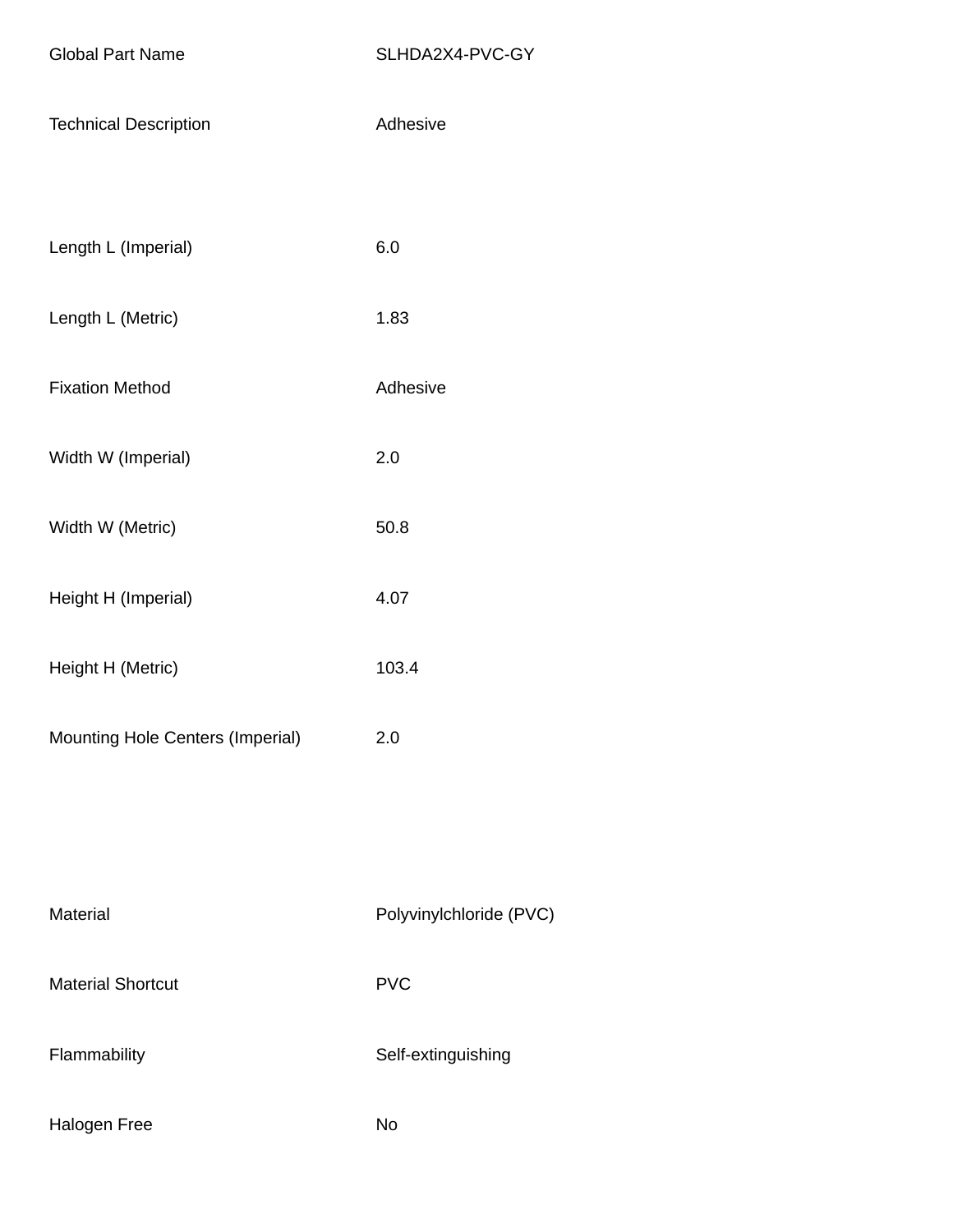| | |
|---|---|
| Global Part Name | SLHDA2X4-PVC-GY |
| Technical Description | Adhesive |
| | |
| Length L (Imperial) | 6.0 |
| Length L (Metric) | 1.83 |
| Fixation Method | Adhesive |
| Width W (Imperial) | 2.0 |
| Width W (Metric) | 50.8 |
| Height H (Imperial) | 4.07 |
| Height H (Metric) | 103.4 |
| Mounting Hole Centers (Imperial) | 2.0 |
| | |
| Material | Polyvinylchloride (PVC) |
| Material Shortcut | PVC |
| Flammability | Self-extinguishing |
| Halogen Free | No |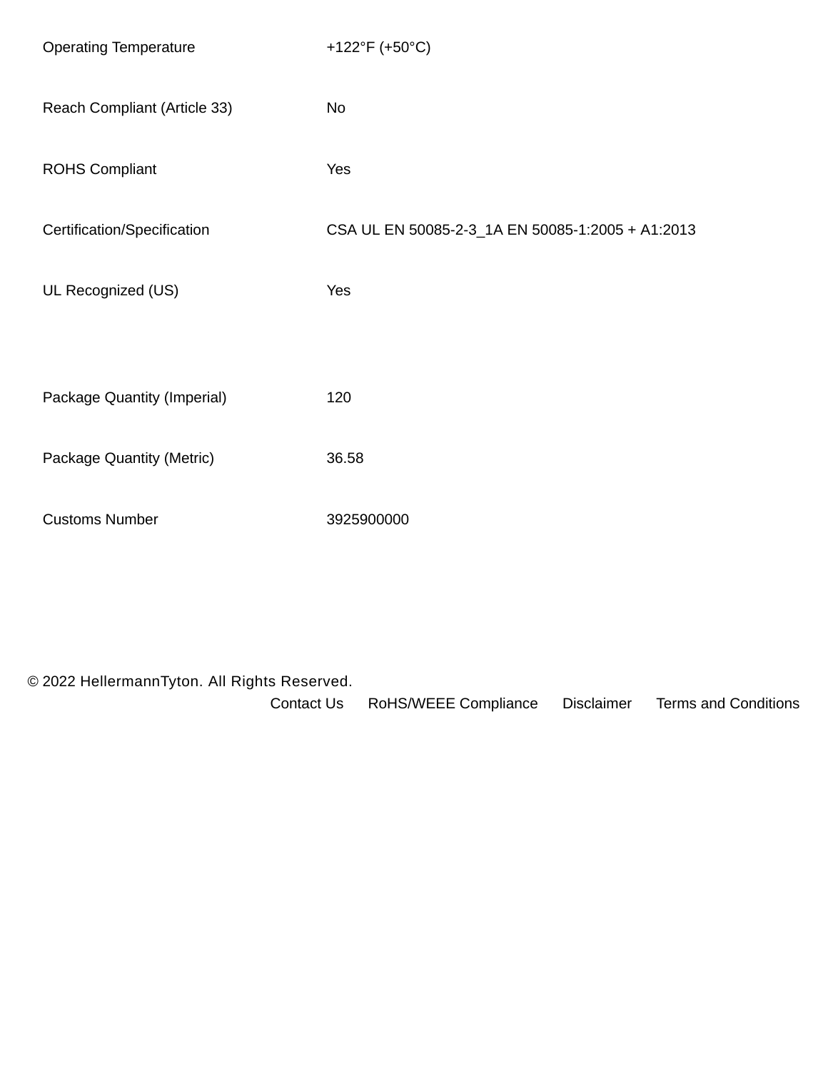| | |
|---|---|
| Operating Temperature | +122°F (+50°C) |
| Reach Compliant (Article 33) | No |
| ROHS Compliant | Yes |
| Certification/Specification | CSA UL EN 50085-2-3_1A EN 50085-1:2005 + A1:2013 |
| UL Recognized (US) | Yes |
| Package Quantity (Imperial) | 120 |
| Package Quantity (Metric) | 36.58 |
| Customs Number | 3925900000 |

© 2022 HellermannTyton. All Rights Reserved.

Contact Us RoHS/WEEE Compliance Disclaimer Terms and Conditions